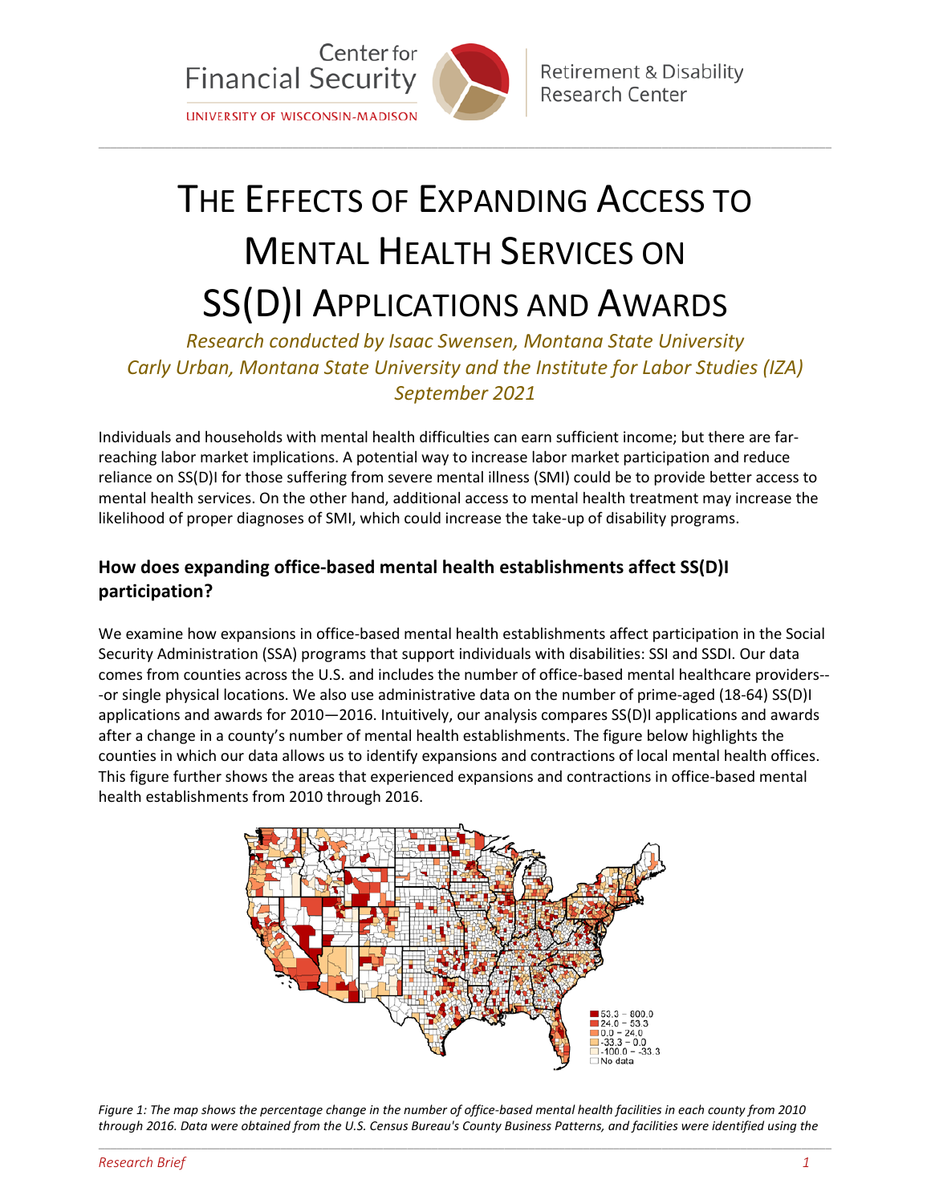# THE EFFECTS OF EXPANDING ACCESS TO MENTAL HEALTH SERVICES ON SS(D)I APPLICATIONS AND AWARDS

*Research conducted by Isaac Swensen, Montana State University*
*Carly Urban, Montana State University and the Institute for Labor Studies (IZA)*
*September 2021*

Individuals and households with mental health difficulties can earn sufficient income; but there are far-reaching labor market implications. A potential way to increase labor market participation and reduce reliance on SS(D)I for those suffering from severe mental illness (SMI) could be to provide better access to mental health services. On the other hand, additional access to mental health treatment may increase the likelihood of proper diagnoses of SMI, which could increase the take-up of disability programs.

## How does expanding office-based mental health establishments affect SS(D)I participation?

We examine how expansions in office-based mental health establishments affect participation in the Social Security Administration (SSA) programs that support individuals with disabilities: SSI and SSDI. Our data comes from counties across the U.S. and includes the number of office-based mental healthcare providers---or single physical locations. We also use administrative data on the number of prime-aged (18-64) SS(D)I applications and awards for 2010—2016. Intuitively, our analysis compares SS(D)I applications and awards after a change in a county's number of mental health establishments. The figure below highlights the counties in which our data allows us to identify expansions and contractions of local mental health offices. This figure further shows the areas that experienced expansions and contractions in office-based mental health establishments from 2010 through 2016.

*Figure 1: The map shows the percentage change in the number of office-based mental health facilities in each county from 2010 through 2016. Data were obtained from the U.S. Census Bureau's County Business Patterns, and facilities were identified using the*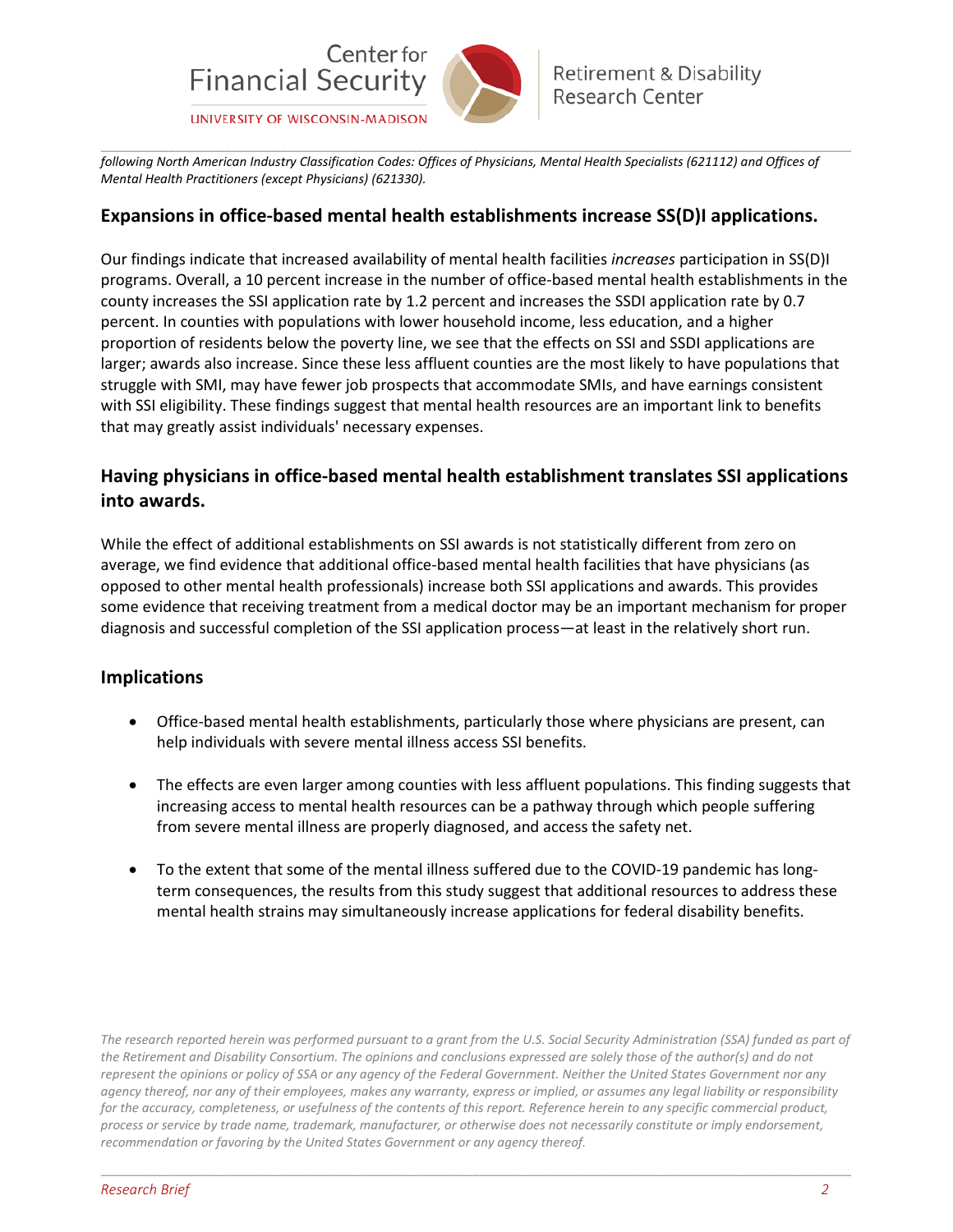*following North American Industry Classification Codes: Offices of Physicians, Mental Health Specialists (621112) and Offices of Mental Health Practitioners (except Physicians) (621330).*

## Expansions in office-based mental health establishments increase SS(D)I applications.

Our findings indicate that increased availability of mental health facilities *increases* participation in SS(D)I programs. Overall, a 10 percent increase in the number of office-based mental health establishments in the county increases the SSI application rate by 1.2 percent and increases the SSDI application rate by 0.7 percent. In counties with populations with lower household income, less education, and a higher proportion of residents below the poverty line, we see that the effects on SSI and SSDI applications are larger; awards also increase. Since these less affluent counties are the most likely to have populations that struggle with SMI, may have fewer job prospects that accommodate SMIs, and have earnings consistent with SSI eligibility. These findings suggest that mental health resources are an important link to benefits that may greatly assist individuals' necessary expenses.

## Having physicians in office-based mental health establishment translates SSI applications into awards.

While the effect of additional establishments on SSI awards is not statistically different from zero on average, we find evidence that additional office-based mental health facilities that have physicians (as opposed to other mental health professionals) increase both SSI applications and awards. This provides some evidence that receiving treatment from a medical doctor may be an important mechanism for proper diagnosis and successful completion of the SSI application process—at least in the relatively short run.

## Implications

- Office-based mental health establishments, particularly those where physicians are present, can help individuals with severe mental illness access SSI benefits.
- The effects are even larger among counties with less affluent populations. This finding suggests that increasing access to mental health resources can be a pathway through which people suffering from severe mental illness are properly diagnosed, and access the safety net.
- To the extent that some of the mental illness suffered due to the COVID-19 pandemic has long-term consequences, the results from this study suggest that additional resources to address these mental health strains may simultaneously increase applications for federal disability benefits.

*The research reported herein was performed pursuant to a grant from the U.S. Social Security Administration (SSA) funded as part of the Retirement and Disability Consortium. The opinions and conclusions expressed are solely those of the author(s) and do not represent the opinions or policy of SSA or any agency of the Federal Government. Neither the United States Government nor any agency thereof, nor any of their employees, makes any warranty, express or implied, or assumes any legal liability or responsibility for the accuracy, completeness, or usefulness of the contents of this report. Reference herein to any specific commercial product, process or service by trade name, trademark, manufacturer, or otherwise does not necessarily constitute or imply endorsement, recommendation or favoring by the United States Government or any agency thereof.*